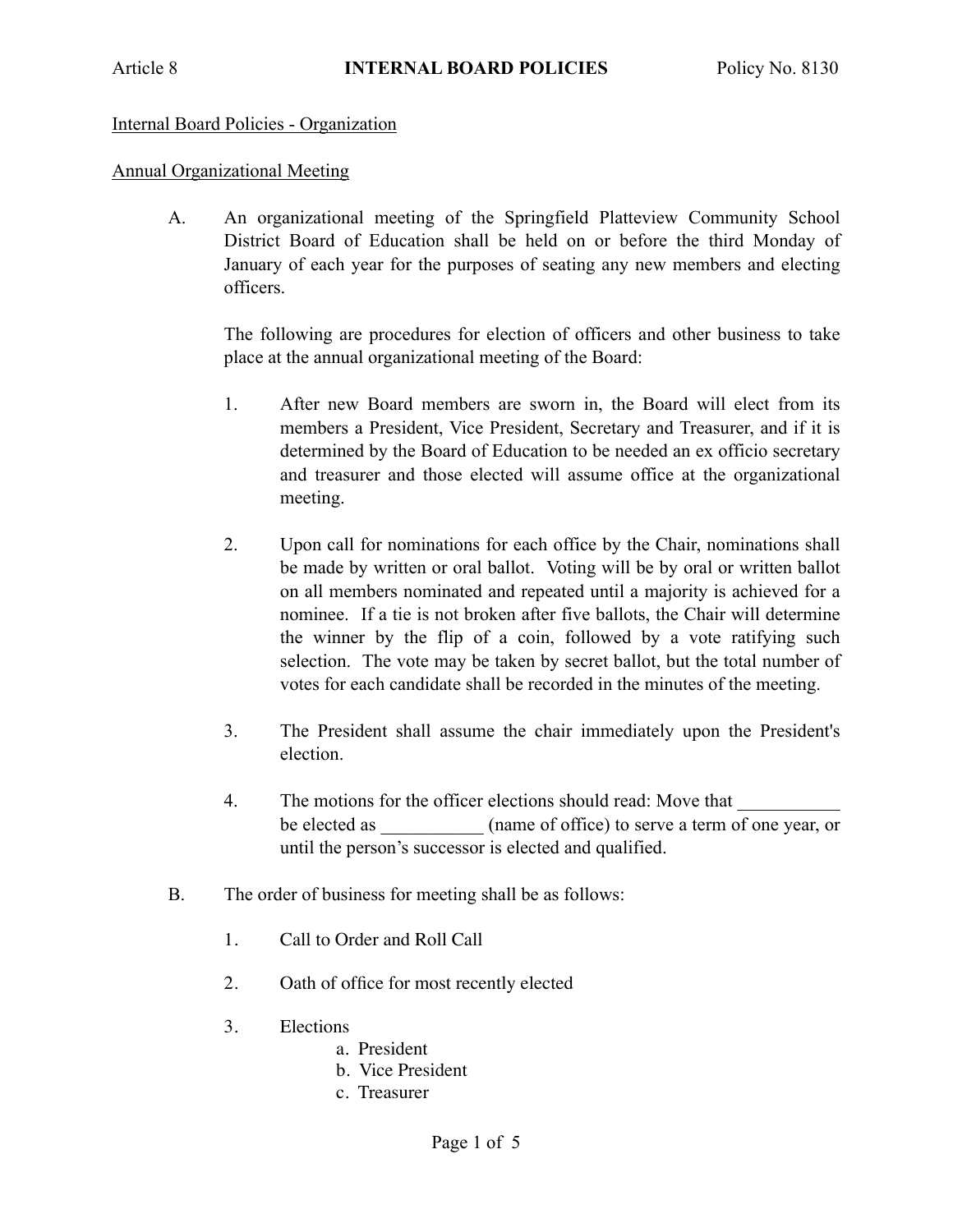Article 8 **INTERNAL BOARD POLICIES** Policy No. 8130

Internal Board Policies - Organization

Annual Organizational Meeting

A. An organizational meeting of the Springfield Platteview Community School District Board of Education shall be held on or before the third Monday of January of each year for the purposes of seating any new members and electing officers.

   The following are procedures for election of officers and other business to take place at the annual organizational meeting of the Board:

   1. After new Board members are sworn in, the Board will elect from its members a President, Vice President, Secretary and Treasurer, and if it is determined by the Board of Education to be needed an ex officio secretary and treasurer and those elected will assume office at the organizational meeting.

   2. Upon call for nominations for each office by the Chair, nominations shall be made by written or oral ballot. Voting will be by oral or written ballot on all members nominated and repeated until a majority is achieved for a nominee. If a tie is not broken after five ballots, the Chair will determine the winner by the flip of a coin, followed by a vote ratifying such selection. The vote may be taken by secret ballot, but the total number of votes for each candidate shall be recorded in the minutes of the meeting.

   3. The President shall assume the chair immediately upon the President's election.

   4. The motions for the officer elections should read: Move that ___________ be elected as ___________ (name of office) to serve a term of one year, or until the person's successor is elected and qualified.

B. The order of business for meeting shall be as follows:

   1. Call to Order and Roll Call

   2. Oath of office for most recently elected

   3. Elections
      a. President
      b. Vice President
      c. Treasurer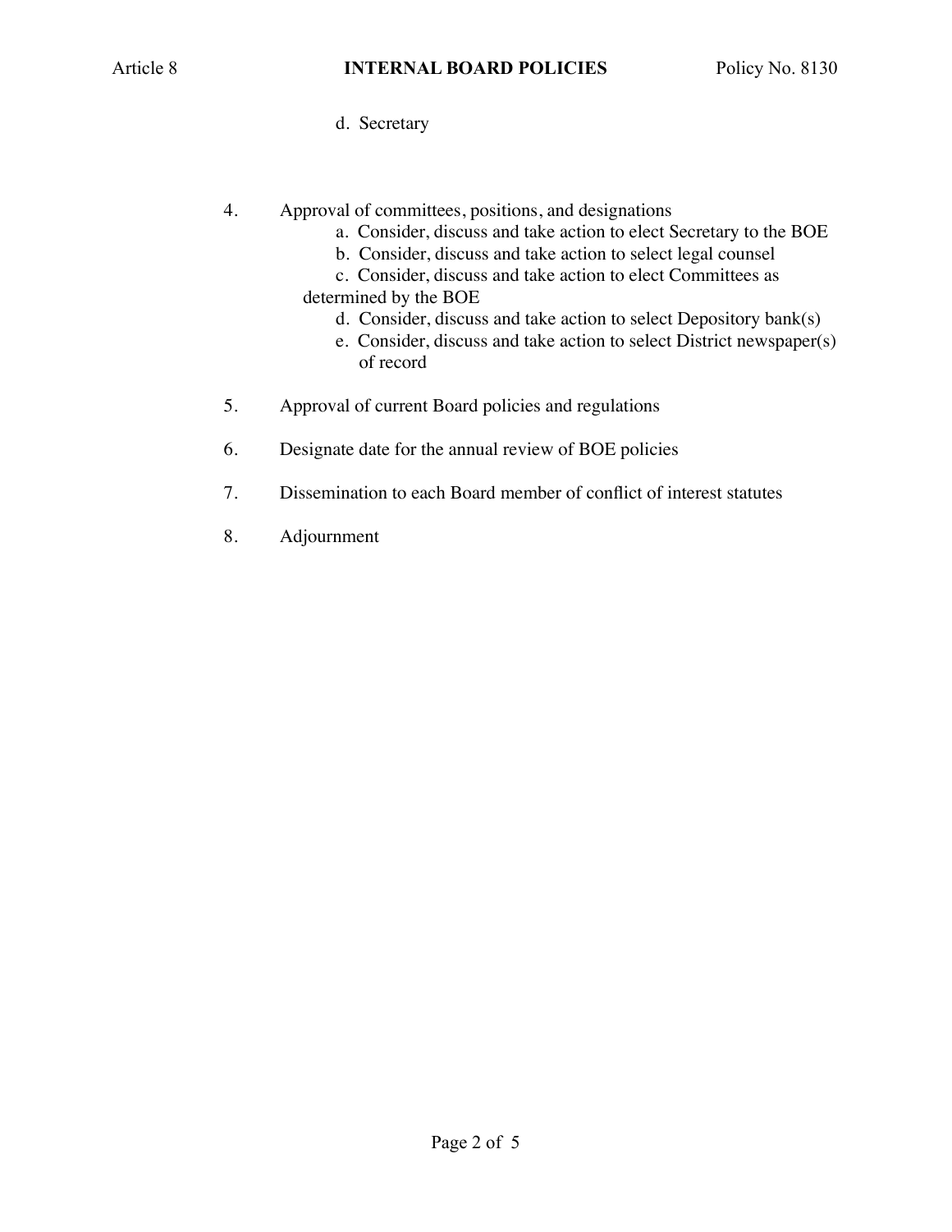d. Secretary

4. Approval of committees, positions, and designations
   a. Consider, discuss and take action to elect Secretary to the BOE
   b. Consider, discuss and take action to select legal counsel
   c. Consider, discuss and take action to elect Committees as determined by the BOE
   d. Consider, discuss and take action to select Depository bank(s)
   e. Consider, discuss and take action to select District newspaper(s) of record

5. Approval of current Board policies and regulations

6. Designate date for the annual review of BOE policies

7. Dissemination to each Board member of conflict of interest statutes

8. Adjournment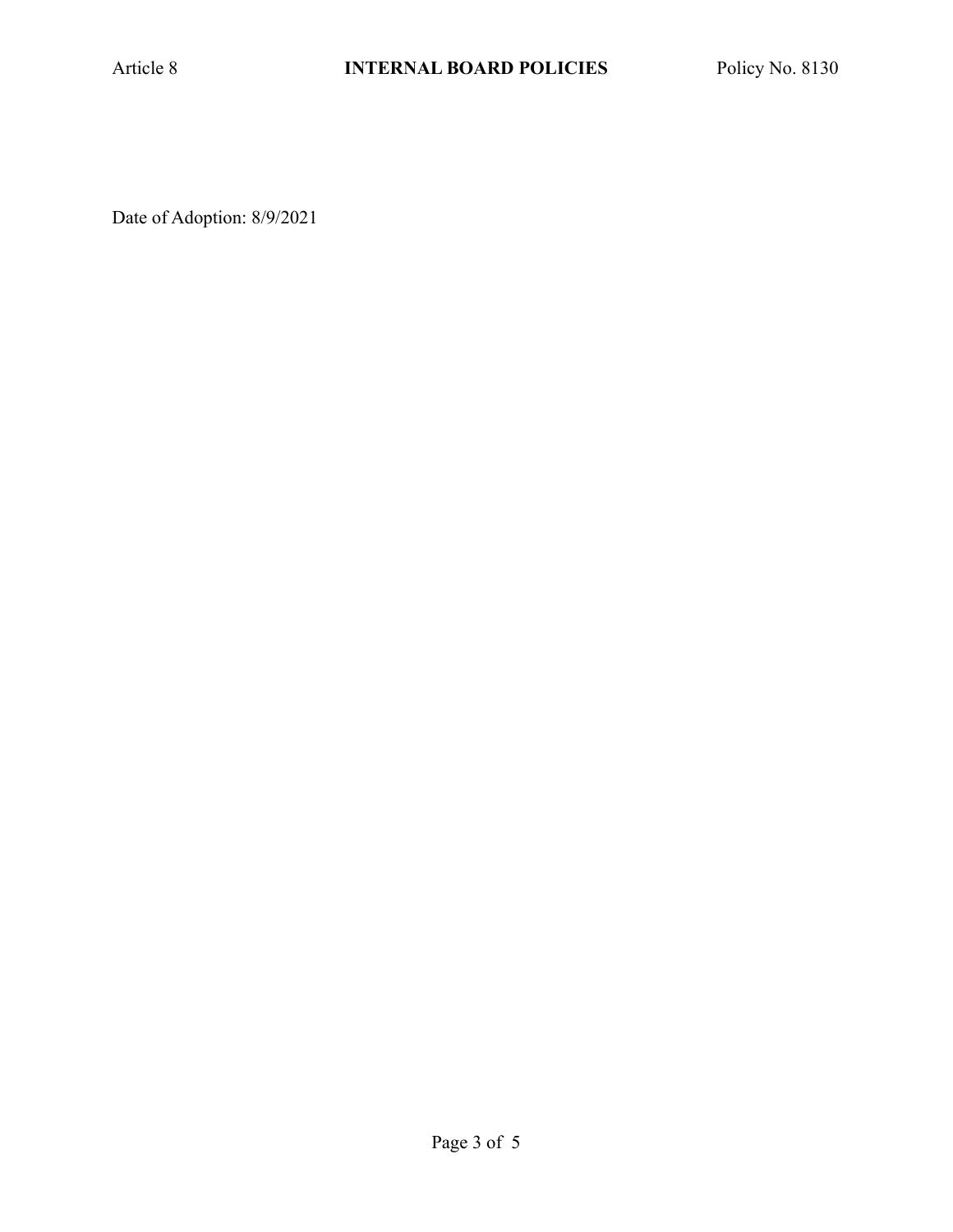Date of Adoption: 8/9/2021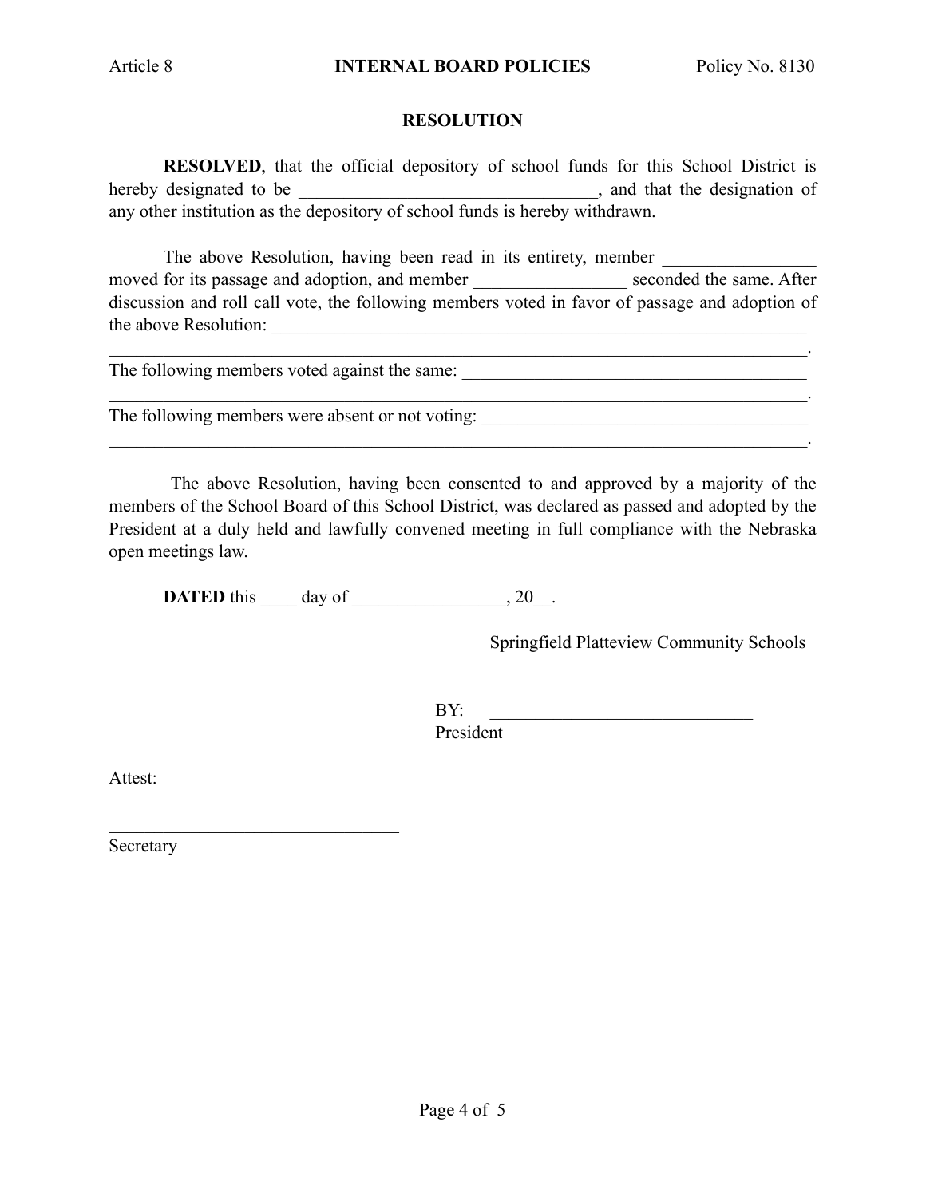## RESOLUTION

**RESOLVED**, that the official depository of school funds for this School District is hereby designated to be ________________________________, and that the designation of any other institution as the depository of school funds is hereby withdrawn.

The above Resolution, having been read in its entirety, member ________________ moved for its passage and adoption, and member ________________ seconded the same. After discussion and roll call vote, the following members voted in favor of passage and adoption of the above Resolution: ______________________________________________________________
____________________________________________________________________________.
The following members voted against the same: ______________________________________
____________________________________________________________________________.
The following members were absent or not voting: ___________________________________
____________________________________________________________________________.

The above Resolution, having been consented to and approved by a majority of the members of the School Board of this School District, was declared as passed and adopted by the President at a duly held and lawfully convened meeting in full compliance with the Nebraska open meetings law.

**DATED** this ____ day of ________________, 20__.

Springfield Platteview Community Schools

BY: ____________________________
President

Attest:

________________________________
Secretary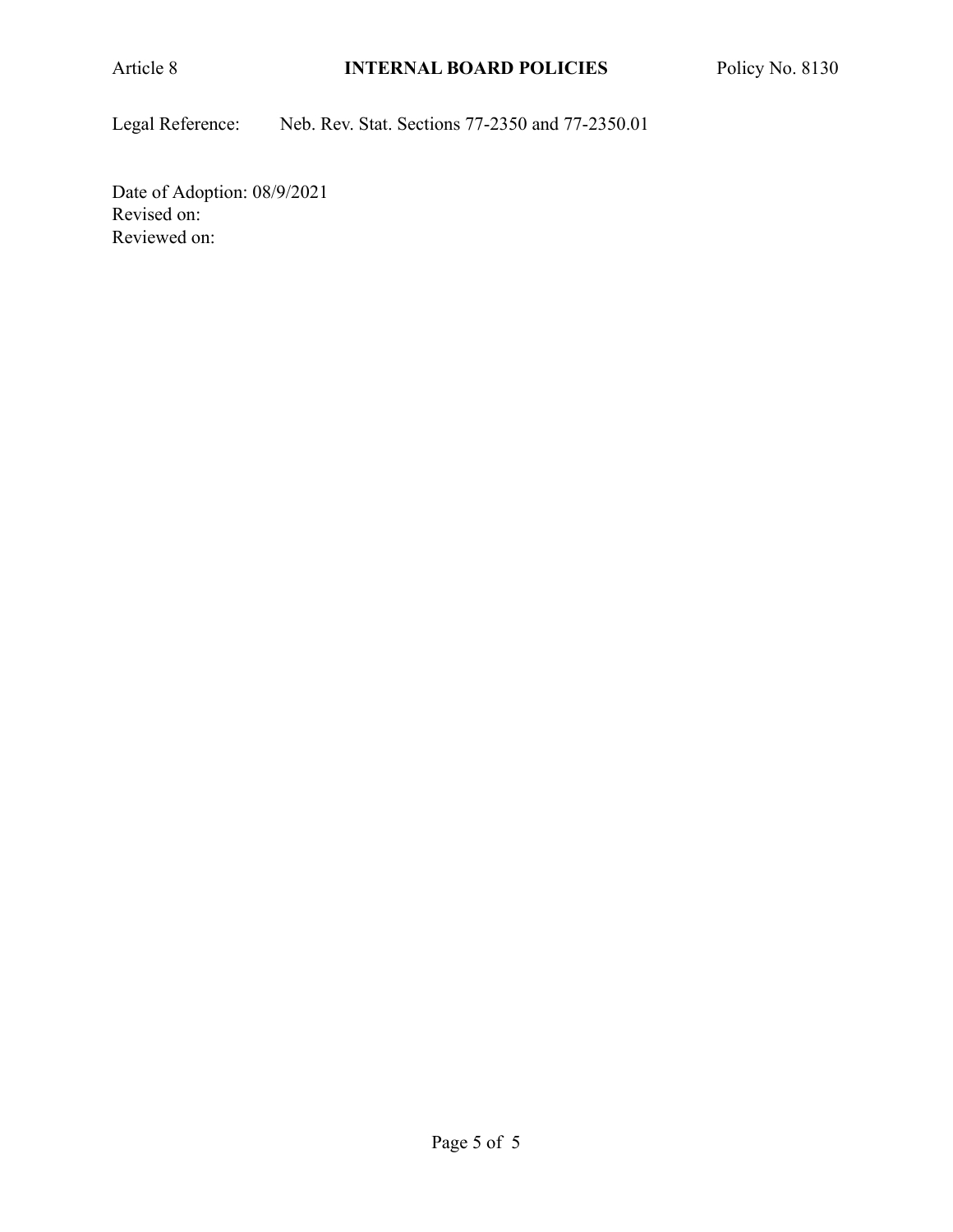Legal Reference: Neb. Rev. Stat. Sections 77-2350 and 77-2350.01

Date of Adoption: 08/9/2021
Revised on:
Reviewed on: